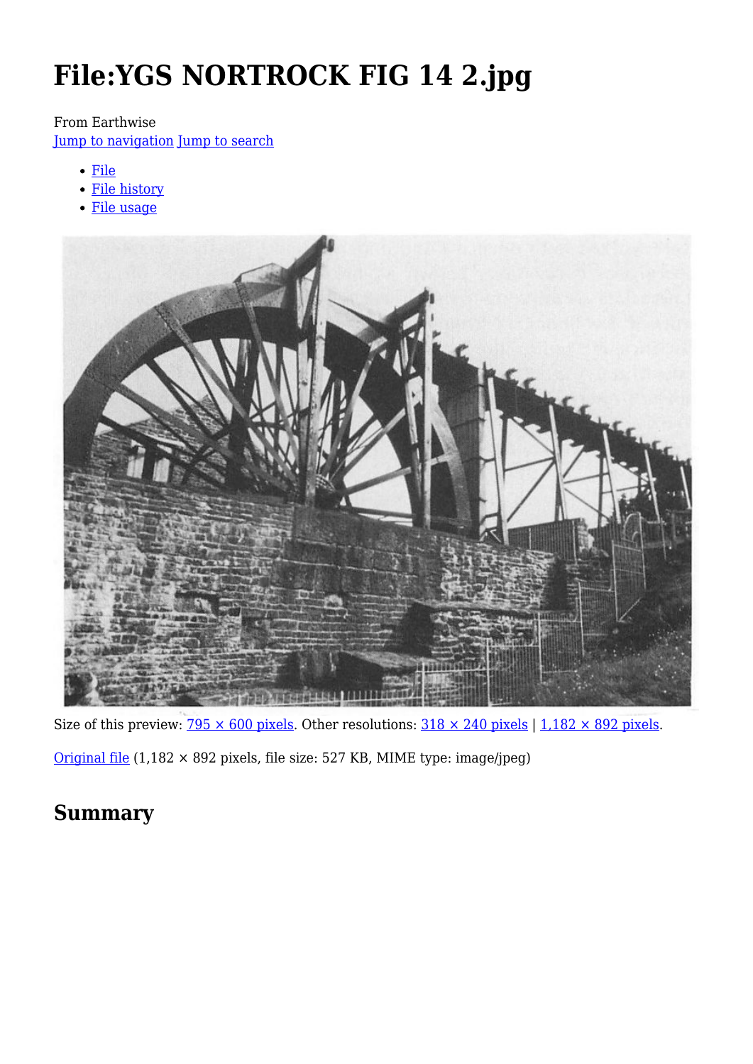# File:YGS NORTROCK FIG 14 2.jpg

From Earthwise

Jump to navigation Jump to search

- File
- File history
- File usage

Size of this preview: 795 × 600 pixels. Other resolutions: 318 × 240 pixels | 1,182 × 892 pixels.

Original file (1,182 × 892 pixels, file size: 527 KB, MIME type: image/jpeg)

## Summary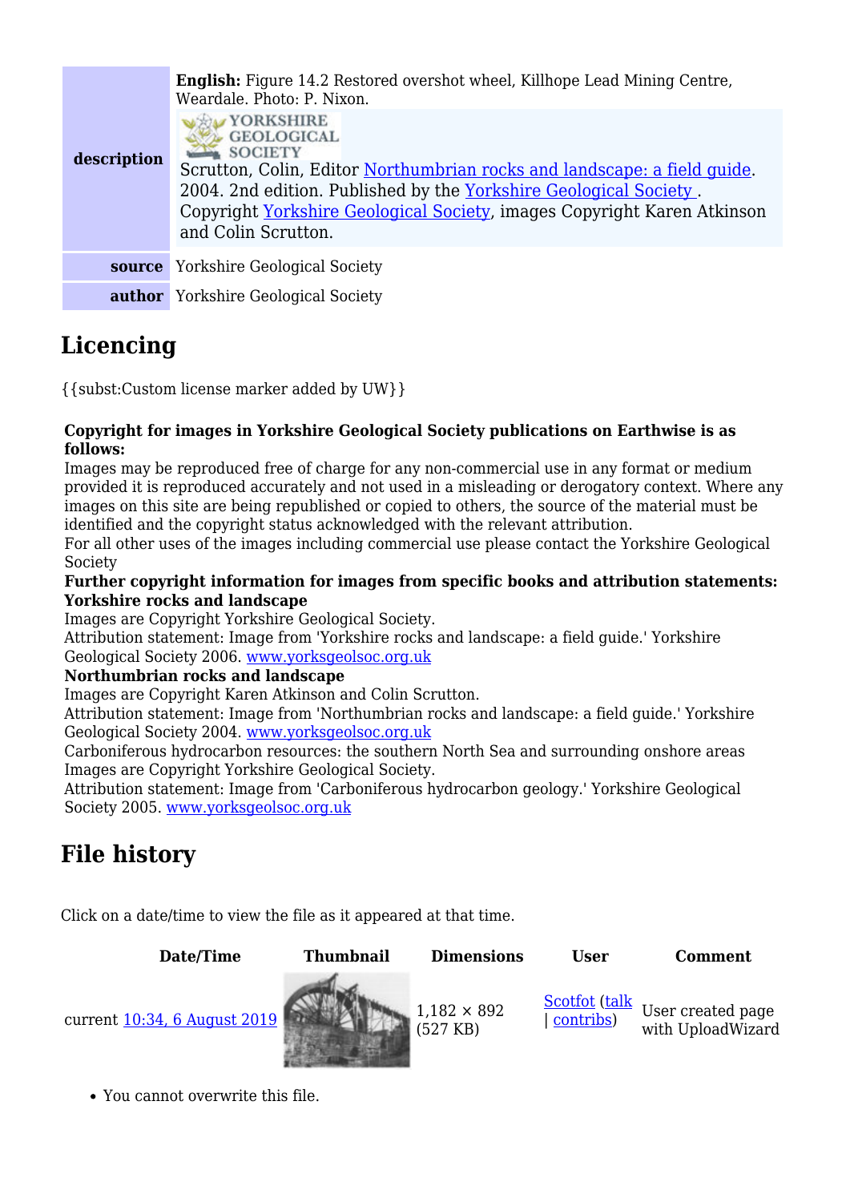| | |
|---|---|
| **description** | **English:** Figure 14.2 Restored overshot wheel, Killhope Lead Mining Centre, Weardale. Photo: P. Nixon. YORKSHIRE GEOLOGICAL SOCIETY Scrutton, Colin, Editor Northumbrian rocks and landscape: a field guide. 2004. 2nd edition. Published by the Yorkshire Geological Society . Copyright Yorkshire Geological Society, images Copyright Karen Atkinson and Colin Scrutton. |
| **source** | Yorkshire Geological Society |
| **author** | Yorkshire Geological Society |

## Licencing

{{subst:Custom license marker added by UW}}

**Copyright for images in Yorkshire Geological Society publications on Earthwise is as follows:**
Images may be reproduced free of charge for any non-commercial use in any format or medium provided it is reproduced accurately and not used in a misleading or derogatory context. Where any images on this site are being republished or copied to others, the source of the material must be identified and the copyright status acknowledged with the relevant attribution.
For all other uses of the images including commercial use please contact the Yorkshire Geological Society
**Further copyright information for images from specific books and attribution statements:**
**Yorkshire rocks and landscape**
Images are Copyright Yorkshire Geological Society.
Attribution statement: Image from 'Yorkshire rocks and landscape: a field guide.' Yorkshire Geological Society 2006. www.yorksgeolsoc.org.uk
**Northumbrian rocks and landscape**
Images are Copyright Karen Atkinson and Colin Scrutton.
Attribution statement: Image from 'Northumbrian rocks and landscape: a field guide.' Yorkshire Geological Society 2004. www.yorksgeolsoc.org.uk
Carboniferous hydrocarbon resources: the southern North Sea and surrounding onshore areas
Images are Copyright Yorkshire Geological Society.
Attribution statement: Image from 'Carboniferous hydrocarbon geology.' Yorkshire Geological Society 2005. www.yorksgeolsoc.org.uk

## File history

Click on a date/time to view the file as it appeared at that time.

| | Date/Time | Thumbnail | Dimensions | User | Comment |
|---|---|---|---|---|---|
| current | 10:34, 6 August 2019 | | 1,182 × 892 (527 KB) | Scotfot (talk \| contribs) | User created page with UploadWizard |

- You cannot overwrite this file.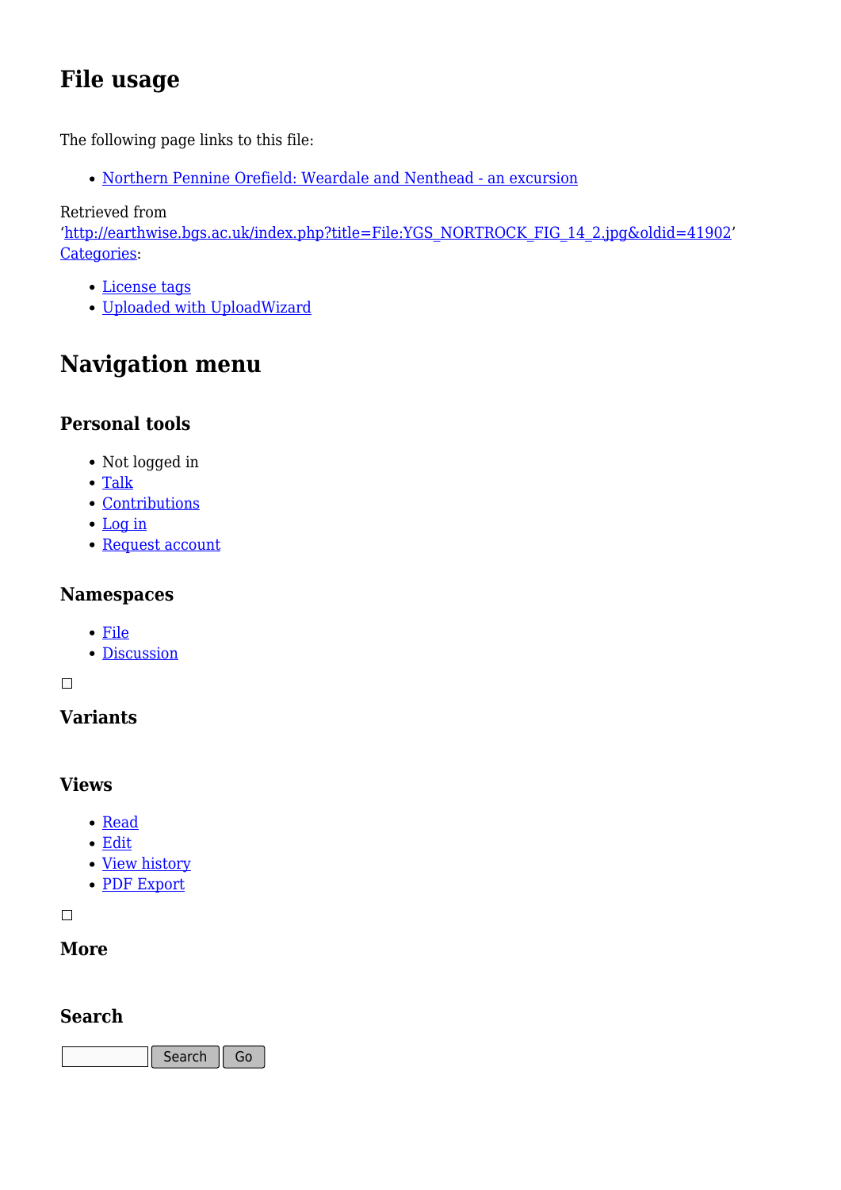## File usage

The following page links to this file:

- Northern Pennine Orefield: Weardale and Nenthead - an excursion

Retrieved from 'http://earthwise.bgs.ac.uk/index.php?title=File:YGS_NORTROCK_FIG_14_2.jpg&oldid=41902'
Categories:

- License tags
- Uploaded with UploadWizard

## Navigation menu

### Personal tools

- Not logged in
- Talk
- Contributions
- Log in
- Request account

### Namespaces

- File
- Discussion

### Variants

### Views

- Read
- Edit
- View history
- PDF Export

### More

### Search

Search Go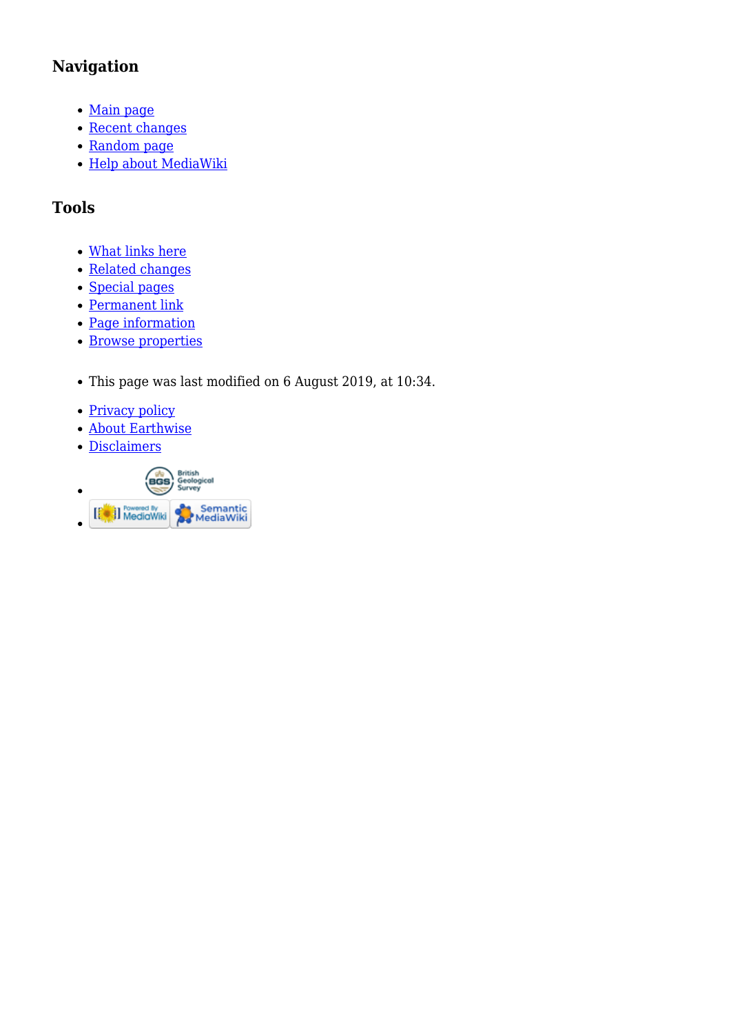## Navigation

- Main page
- Recent changes
- Random page
- Help about MediaWiki

## Tools

- What links here
- Related changes
- Special pages
- Permanent link
- Page information
- Browse properties

- This page was last modified on 6 August 2019, at 10:34.

- Privacy policy
- About Earthwise
- Disclaimers